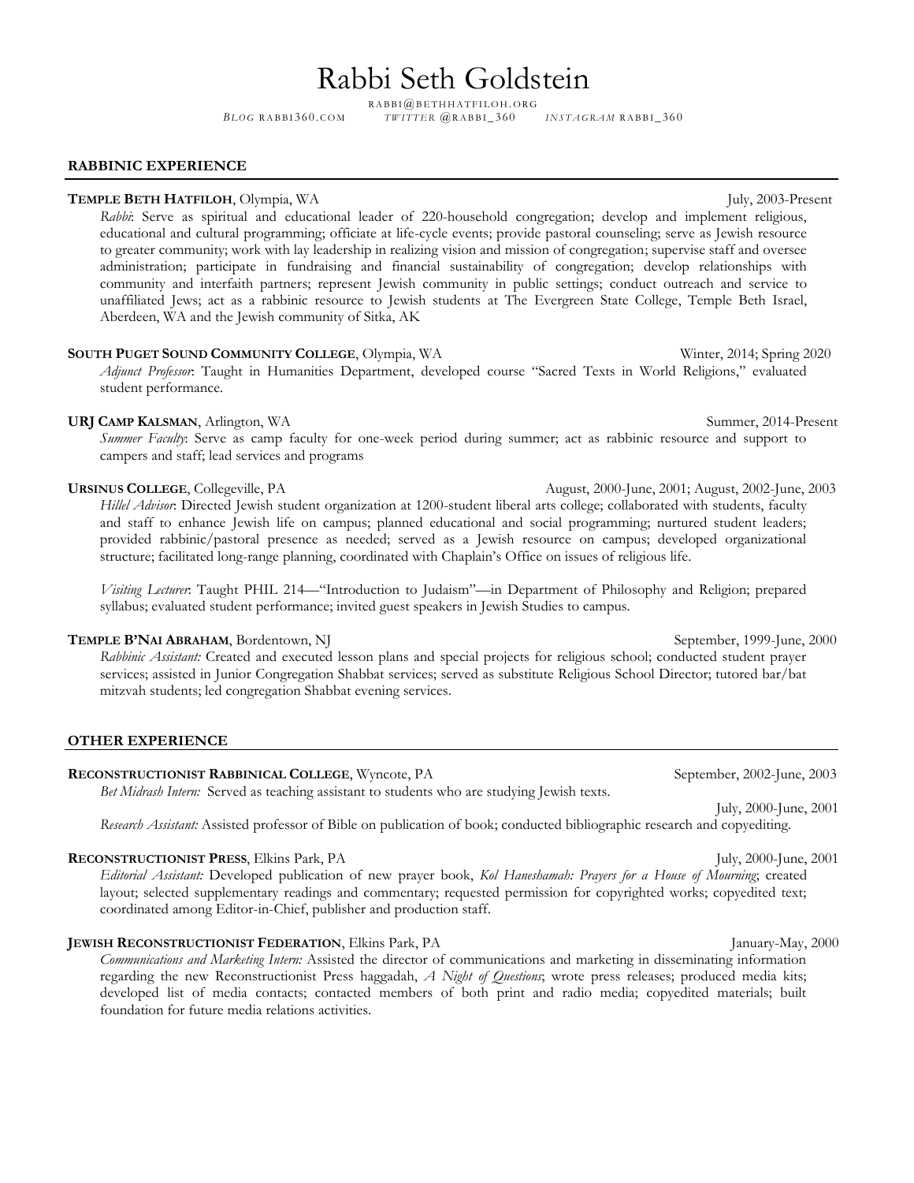# Rabbi Seth Goldstein

RABBI@BETHHATFILOH.ORG

*BLOG* RABBI360.COM *TWITTER* @RABBI_360 *INSTAGRAM* RABBI_360

## RABBINIC EXPERIENCE

**TEMPLE BETH HATFILOH**, Olympia, WA — July, 2003-Present

*Rabbi*: Serve as spiritual and educational leader of 220-household congregation; develop and implement religious, educational and cultural programming; officiate at life-cycle events; provide pastoral counseling; serve as Jewish resource to greater community; work with lay leadership in realizing vision and mission of congregation; supervise staff and oversee administration; participate in fundraising and financial sustainability of congregation; develop relationships with community and interfaith partners; represent Jewish community in public settings; conduct outreach and service to unaffiliated Jews; act as a rabbinic resource to Jewish students at The Evergreen State College, Temple Beth Israel, Aberdeen, WA and the Jewish community of Sitka, AK

**SOUTH PUGET SOUND COMMUNITY COLLEGE**, Olympia, WA — Winter, 2014; Spring 2020

*Adjunct Professor*: Taught in Humanities Department, developed course "Sacred Texts in World Religions," evaluated student performance.

**URJ CAMP KALSMAN**, Arlington, WA — Summer, 2014-Present

*Summer Faculty*: Serve as camp faculty for one-week period during summer; act as rabbinic resource and support to campers and staff; lead services and programs

**URSINUS COLLEGE**, Collegeville, PA — August, 2000-June, 2001; August, 2002-June, 2003

*Hillel Advisor*: Directed Jewish student organization at 1200-student liberal arts college; collaborated with students, faculty and staff to enhance Jewish life on campus; planned educational and social programming; nurtured student leaders; provided rabbinic/pastoral presence as needed; served as a Jewish resource on campus; developed organizational structure; facilitated long-range planning, coordinated with Chaplain's Office on issues of religious life.

*Visiting Lecturer*: Taught PHIL 214—"Introduction to Judaism"—in Department of Philosophy and Religion; prepared syllabus; evaluated student performance; invited guest speakers in Jewish Studies to campus.

**TEMPLE B'NAI ABRAHAM**, Bordentown, NJ — September, 1999-June, 2000

*Rabbinic Assistant:* Created and executed lesson plans and special projects for religious school; conducted student prayer services; assisted in Junior Congregation Shabbat services; served as substitute Religious School Director; tutored bar/bat mitzvah students; led congregation Shabbat evening services.

## OTHER EXPERIENCE

**RECONSTRUCTIONIST RABBINICAL COLLEGE**, Wyncote, PA — September, 2002-June, 2003

*Bet Midrash Intern:* Served as teaching assistant to students who are studying Jewish texts.

July, 2000-June, 2001

*Research Assistant:* Assisted professor of Bible on publication of book; conducted bibliographic research and copyediting.

**RECONSTRUCTIONIST PRESS**, Elkins Park, PA — July, 2000-June, 2001

*Editorial Assistant:* Developed publication of new prayer book, *Kol Haneshamah: Prayers for a House of Mourning*; created layout; selected supplementary readings and commentary; requested permission for copyrighted works; copyedited text; coordinated among Editor-in-Chief, publisher and production staff.

**JEWISH RECONSTRUCTIONIST FEDERATION**, Elkins Park, PA — January-May, 2000

*Communications and Marketing Intern:* Assisted the director of communications and marketing in disseminating information regarding the new Reconstructionist Press haggadah, *A Night of Questions*; wrote press releases; produced media kits; developed list of media contacts; contacted members of both print and radio media; copyedited materials; built foundation for future media relations activities.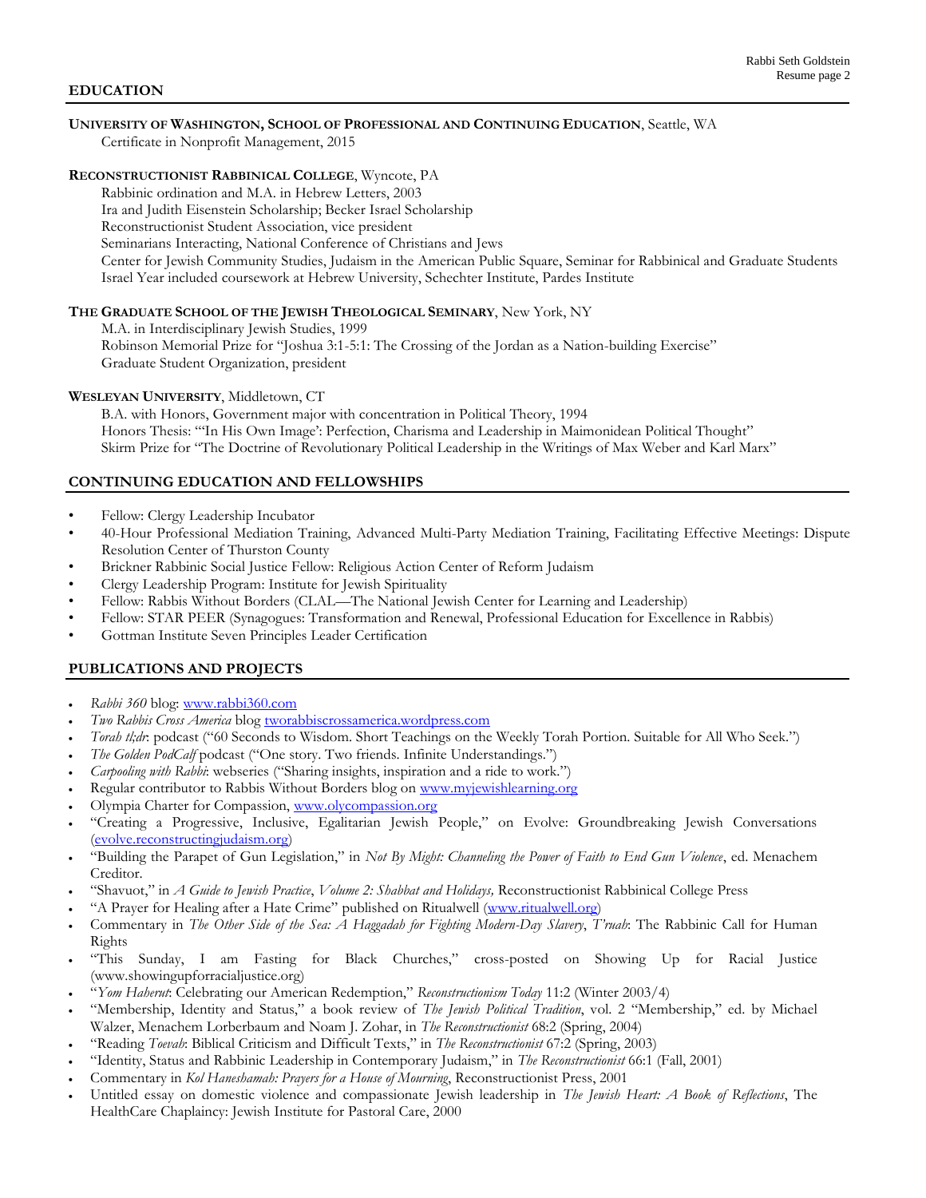## EDUCATION

**UNIVERSITY OF WASHINGTON, SCHOOL OF PROFESSIONAL AND CONTINUING EDUCATION**, Seattle, WA
Certificate in Nonprofit Management, 2015

**RECONSTRUCTIONIST RABBINICAL COLLEGE**, Wyncote, PA
Rabbinic ordination and M.A. in Hebrew Letters, 2003
Ira and Judith Eisenstein Scholarship; Becker Israel Scholarship
Reconstructionist Student Association, vice president
Seminarians Interacting, National Conference of Christians and Jews
Center for Jewish Community Studies, Judaism in the American Public Square, Seminar for Rabbinical and Graduate Students
Israel Year included coursework at Hebrew University, Schechter Institute, Pardes Institute

**THE GRADUATE SCHOOL OF THE JEWISH THEOLOGICAL SEMINARY**, New York, NY
M.A. in Interdisciplinary Jewish Studies, 1999
Robinson Memorial Prize for "Joshua 3:1-5:1: The Crossing of the Jordan as a Nation-building Exercise"
Graduate Student Organization, president

**WESLEYAN UNIVERSITY**, Middletown, CT
B.A. with Honors, Government major with concentration in Political Theory, 1994
Honors Thesis: "'In His Own Image': Perfection, Charisma and Leadership in Maimonidean Political Thought"
Skirm Prize for "The Doctrine of Revolutionary Political Leadership in the Writings of Max Weber and Karl Marx"

## CONTINUING EDUCATION AND FELLOWSHIPS

- Fellow: Clergy Leadership Incubator
- 40-Hour Professional Mediation Training, Advanced Multi-Party Mediation Training, Facilitating Effective Meetings: Dispute Resolution Center of Thurston County
- Brickner Rabbinic Social Justice Fellow: Religious Action Center of Reform Judaism
- Clergy Leadership Program: Institute for Jewish Spirituality
- Fellow: Rabbis Without Borders (CLAL—The National Jewish Center for Learning and Leadership)
- Fellow: STAR PEER (Synagogues: Transformation and Renewal, Professional Education for Excellence in Rabbis)
- Gottman Institute Seven Principles Leader Certification

## PUBLICATIONS AND PROJECTS

- *Rabbi 360* blog: www.rabbi360.com
- *Two Rabbis Cross America* blog tworabbiscrossamerica.wordpress.com
- *Torah tl;dr*: podcast ("60 Seconds to Wisdom. Short Teachings on the Weekly Torah Portion. Suitable for All Who Seek.")
- *The Golden PodCalf* podcast ("One story. Two friends. Infinite Understandings.")
- *Carpooling with Rabbi*: webseries ("Sharing insights, inspiration and a ride to work.")
- Regular contributor to Rabbis Without Borders blog on www.myjewishlearning.org
- Olympia Charter for Compassion, www.olycompassion.org
- "Creating a Progressive, Inclusive, Egalitarian Jewish People," on Evolve: Groundbreaking Jewish Conversations (evolve.reconstructingjudaism.org)
- "Building the Parapet of Gun Legislation," in *Not By Might: Channeling the Power of Faith to End Gun Violence*, ed. Menachem Creditor.
- "Shavuot," in *A Guide to Jewish Practice*, *Volume 2: Shabbat and Holidays,* Reconstructionist Rabbinical College Press
- "A Prayer for Healing after a Hate Crime" published on Ritualwell (www.ritualwell.org)
- Commentary in *The Other Side of the Sea: A Haggadah for Fighting Modern-Day Slavery*, *T'ruah*: The Rabbinic Call for Human Rights
- "This Sunday, I am Fasting for Black Churches," cross-posted on Showing Up for Racial Justice (www.showingupforracialjustice.org)
- "*Yom Haherut*: Celebrating our American Redemption," *Reconstructionism Today* 11:2 (Winter 2003/4)
- "Membership, Identity and Status," a book review of *The Jewish Political Tradition*, vol. 2 "Membership," ed. by Michael Walzer, Menachem Lorberbaum and Noam J. Zohar, in *The Reconstructionist* 68:2 (Spring, 2004)
- "Reading *Toevah*: Biblical Criticism and Difficult Texts," in *The Reconstructionist* 67:2 (Spring, 2003)
- "Identity, Status and Rabbinic Leadership in Contemporary Judaism," in *The Reconstructionist* 66:1 (Fall, 2001)
- Commentary in *Kol Haneshamah: Prayers for a House of Mourning*, Reconstructionist Press, 2001
- Untitled essay on domestic violence and compassionate Jewish leadership in *The Jewish Heart: A Book of Reflections*, The HealthCare Chaplaincy: Jewish Institute for Pastoral Care, 2000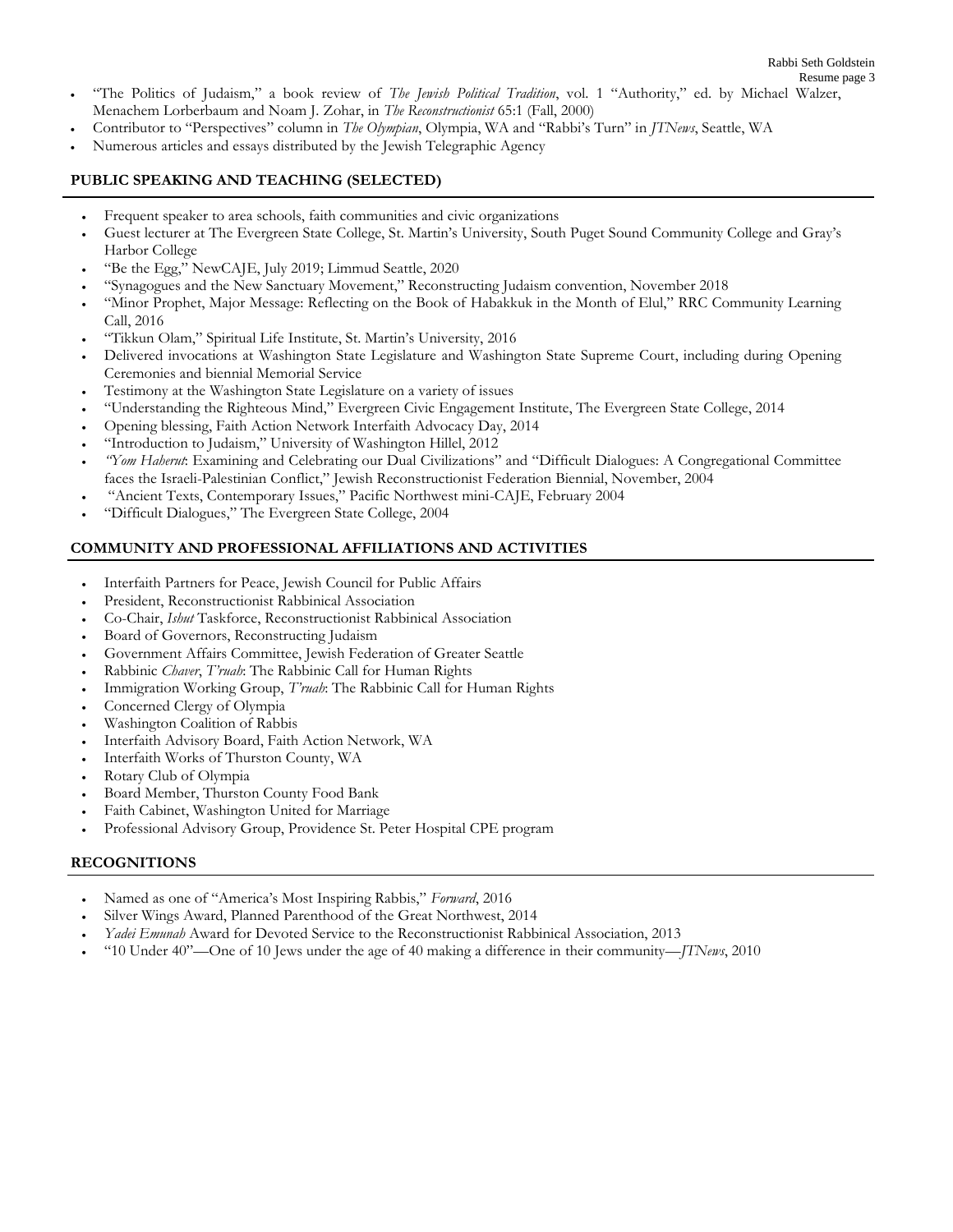- "The Politics of Judaism," a book review of *The Jewish Political Tradition*, vol. 1 "Authority," ed. by Michael Walzer, Menachem Lorberbaum and Noam J. Zohar, in *The Reconstructionist* 65:1 (Fall, 2000)
- Contributor to "Perspectives" column in *The Olympian*, Olympia, WA and "Rabbi's Turn" in *JTNews*, Seattle, WA
- Numerous articles and essays distributed by the Jewish Telegraphic Agency

## PUBLIC SPEAKING AND TEACHING (SELECTED)

- Frequent speaker to area schools, faith communities and civic organizations
- Guest lecturer at The Evergreen State College, St. Martin's University, South Puget Sound Community College and Gray's Harbor College
- "Be the Egg," NewCAJE, July 2019; Limmud Seattle, 2020
- "Synagogues and the New Sanctuary Movement," Reconstructing Judaism convention, November 2018
- "Minor Prophet, Major Message: Reflecting on the Book of Habakkuk in the Month of Elul," RRC Community Learning Call, 2016
- "Tikkun Olam," Spiritual Life Institute, St. Martin's University, 2016
- Delivered invocations at Washington State Legislature and Washington State Supreme Court, including during Opening Ceremonies and biennial Memorial Service
- Testimony at the Washington State Legislature on a variety of issues
- "Understanding the Righteous Mind," Evergreen Civic Engagement Institute, The Evergreen State College, 2014
- Opening blessing, Faith Action Network Interfaith Advocacy Day, 2014
- "Introduction to Judaism," University of Washington Hillel, 2012
- *"Yom Haherut*: Examining and Celebrating our Dual Civilizations" and "Difficult Dialogues: A Congregational Committee faces the Israeli-Palestinian Conflict," Jewish Reconstructionist Federation Biennial, November, 2004
- "Ancient Texts, Contemporary Issues," Pacific Northwest mini-CAJE, February 2004
- "Difficult Dialogues," The Evergreen State College, 2004

## COMMUNITY AND PROFESSIONAL AFFILIATIONS AND ACTIVITIES

- Interfaith Partners for Peace, Jewish Council for Public Affairs
- President, Reconstructionist Rabbinical Association
- Co-Chair, *Ishut* Taskforce, Reconstructionist Rabbinical Association
- Board of Governors, Reconstructing Judaism
- Government Affairs Committee, Jewish Federation of Greater Seattle
- Rabbinic *Chaver*, *T'ruah*: The Rabbinic Call for Human Rights
- Immigration Working Group, *T'ruah*: The Rabbinic Call for Human Rights
- Concerned Clergy of Olympia
- Washington Coalition of Rabbis
- Interfaith Advisory Board, Faith Action Network, WA
- Interfaith Works of Thurston County, WA
- Rotary Club of Olympia
- Board Member, Thurston County Food Bank
- Faith Cabinet, Washington United for Marriage
- Professional Advisory Group, Providence St. Peter Hospital CPE program

## RECOGNITIONS

- Named as one of "America's Most Inspiring Rabbis," *Forward*, 2016
- Silver Wings Award, Planned Parenthood of the Great Northwest, 2014
- *Yadei Emunah* Award for Devoted Service to the Reconstructionist Rabbinical Association, 2013
- "10 Under 40"—One of 10 Jews under the age of 40 making a difference in their community—*JTNews*, 2010